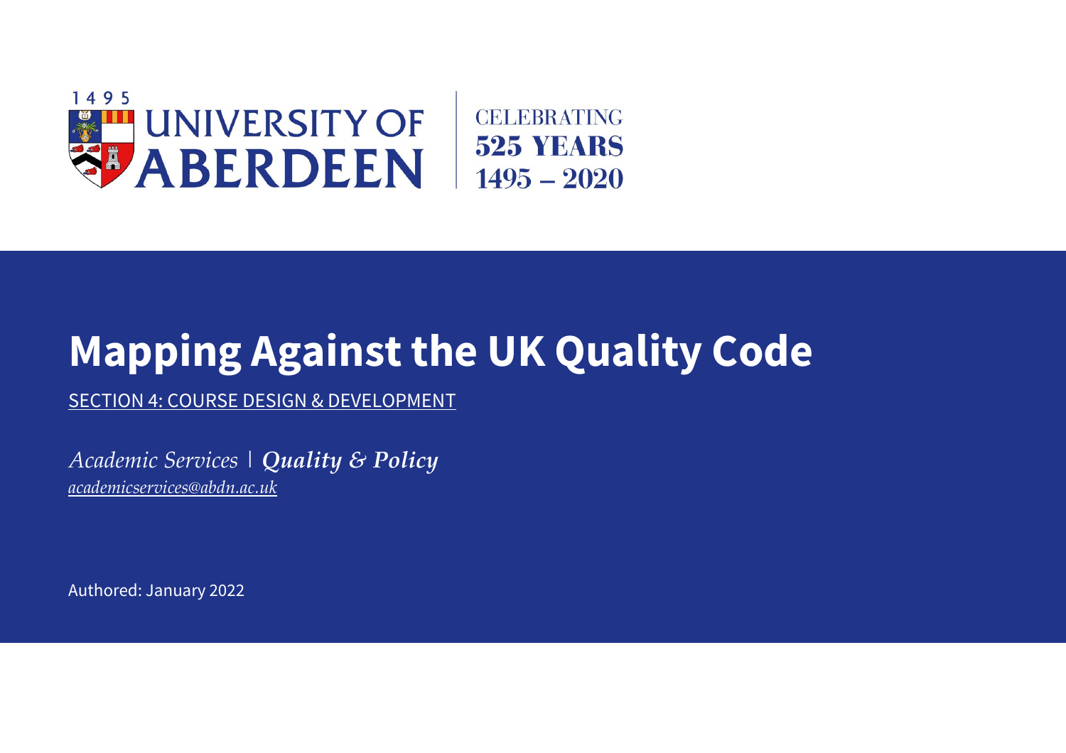1495

UNIVERSITY OF ABERDEEN

CELEBRATING 525 YEARS 1495 – 2020

# Mapping Against the UK Quality Code

SECTION 4: COURSE DESIGN & DEVELOPMENT

*Academic Services* | ***Quality & Policy***

*academicservices@abdn.ac.uk*

Authored: January 2022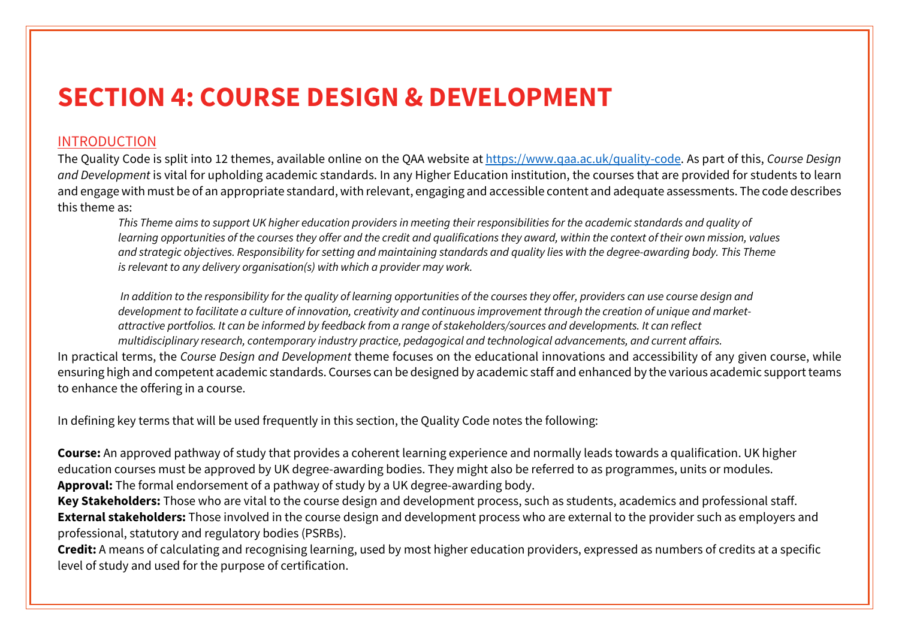# SECTION 4: COURSE DESIGN & DEVELOPMENT

## INTRODUCTION

The Quality Code is split into 12 themes, available online on the QAA website at [https://www.qaa.ac.uk/quality-code](https://www.qaa.ac.uk/quality-code). As part of this, *Course Design and Development* is vital for upholding academic standards. In any Higher Education institution, the courses that are provided for students to learn and engage with must be of an appropriate standard, with relevant, engaging and accessible content and adequate assessments. The code describes this theme as:

> *This Theme aims to support UK higher education providers in meeting their responsibilities for the academic standards and quality of learning opportunities of the courses they offer and the credit and qualifications they award, within the context of their own mission, values and strategic objectives. Responsibility for setting and maintaining standards and quality lies with the degree-awarding body. This Theme is relevant to any delivery organisation(s) with which a provider may work.*
>
> *In addition to the responsibility for the quality of learning opportunities of the courses they offer, providers can use course design and development to facilitate a culture of innovation, creativity and continuous improvement through the creation of unique and market-attractive portfolios. It can be informed by feedback from a range of stakeholders/sources and developments. It can reflect multidisciplinary research, contemporary industry practice, pedagogical and technological advancements, and current affairs.*

In practical terms, the *Course Design and Development* theme focuses on the educational innovations and accessibility of any given course, while ensuring high and competent academic standards. Courses can be designed by academic staff and enhanced by the various academic support teams to enhance the offering in a course.

In defining key terms that will be used frequently in this section, the Quality Code notes the following:

**Course:** An approved pathway of study that provides a coherent learning experience and normally leads towards a qualification. UK higher education courses must be approved by UK degree-awarding bodies. They might also be referred to as programmes, units or modules.
**Approval:** The formal endorsement of a pathway of study by a UK degree-awarding body.
**Key Stakeholders:** Those who are vital to the course design and development process, such as students, academics and professional staff.
**External stakeholders:** Those involved in the course design and development process who are external to the provider such as employers and professional, statutory and regulatory bodies (PSRBs).
**Credit:** A means of calculating and recognising learning, used by most higher education providers, expressed as numbers of credits at a specific level of study and used for the purpose of certification.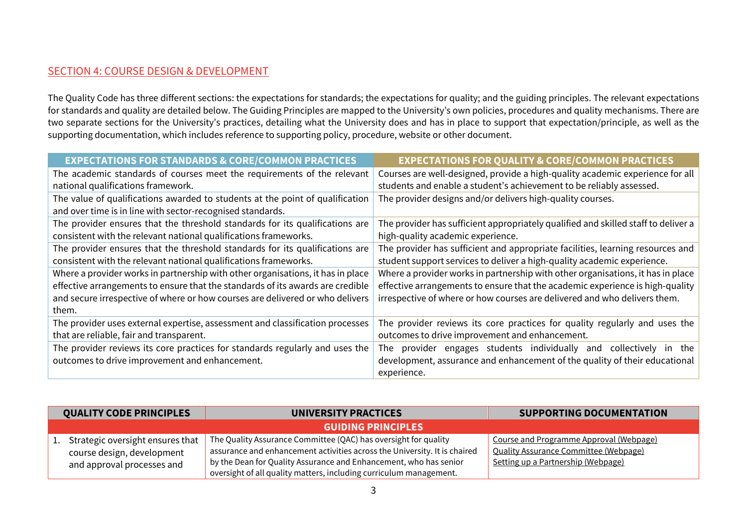## SECTION 4: COURSE DESIGN & DEVELOPMENT

The Quality Code has three different sections: the expectations for standards; the expectations for quality; and the guiding principles. The relevant expectations for standards and quality are detailed below. The Guiding Principles are mapped to the University's own policies, procedures and quality mechanisms. There are two separate sections for the University's practices, detailing what the University does and has in place to support that expectation/principle, as well as the supporting documentation, which includes reference to supporting policy, procedure, website or other document.

| EXPECTATIONS FOR STANDARDS & CORE/COMMON PRACTICES | EXPECTATIONS FOR QUALITY & CORE/COMMON PRACTICES |
|---|---|
| The academic standards of courses meet the requirements of the relevant national qualifications framework. | Courses are well-designed, provide a high-quality academic experience for all students and enable a student's achievement to be reliably assessed. |
| The value of qualifications awarded to students at the point of qualification and over time is in line with sector-recognised standards. | The provider designs and/or delivers high-quality courses. |
| The provider ensures that the threshold standards for its qualifications are consistent with the relevant national qualifications frameworks. | The provider has sufficient appropriately qualified and skilled staff to deliver a high-quality academic experience. |
| The provider ensures that the threshold standards for its qualifications are consistent with the relevant national qualifications frameworks. | The provider has sufficient and appropriate facilities, learning resources and student support services to deliver a high-quality academic experience. |
| Where a provider works in partnership with other organisations, it has in place effective arrangements to ensure that the standards of its awards are credible and secure irrespective of where or how courses are delivered or who delivers them. | Where a provider works in partnership with other organisations, it has in place effective arrangements to ensure that the academic experience is high-quality irrespective of where or how courses are delivered and who delivers them. |
| The provider uses external expertise, assessment and classification processes that are reliable, fair and transparent. | The provider reviews its core practices for quality regularly and uses the outcomes to drive improvement and enhancement. |
| The provider reviews its core practices for standards regularly and uses the outcomes to drive improvement and enhancement. | The provider engages students individually and collectively in the development, assurance and enhancement of the quality of their educational experience. |

| QUALITY CODE PRINCIPLES | UNIVERSITY PRACTICES | SUPPORTING DOCUMENTATION |
|---|---|---|
| | **GUIDING PRINCIPLES** | |
| 1. Strategic oversight ensures that course design, development and approval processes and | The Quality Assurance Committee (QAC) has oversight for quality assurance and enhancement activities across the University. It is chaired by the Dean for Quality Assurance and Enhancement, who has senior oversight of all quality matters, including curriculum management. | Course and Programme Approval (Webpage)<br>Quality Assurance Committee (Webpage)<br>Setting up a Partnership (Webpage) |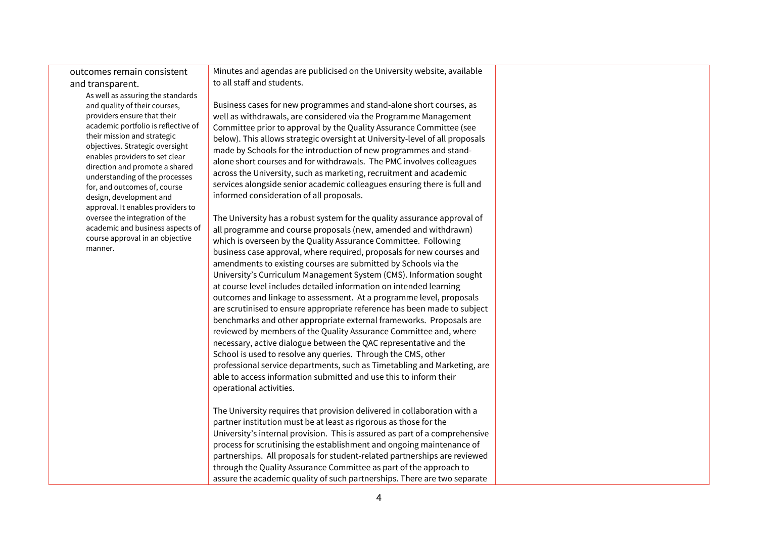| | | |
|---|---|---|
| outcomes remain consistent and transparent.<br>As well as assuring the standards and quality of their courses, providers ensure that their academic portfolio is reflective of their mission and strategic objectives. Strategic oversight enables providers to set clear direction and promote a shared understanding of the processes for, and outcomes of, course design, development and approval. It enables providers to oversee the integration of the academic and business aspects of course approval in an objective manner. | Minutes and agendas are publicised on the University website, available to all staff and students.<br><br>Business cases for new programmes and stand-alone short courses, as well as withdrawals, are considered via the Programme Management Committee prior to approval by the Quality Assurance Committee (see below). This allows strategic oversight at University-level of all proposals made by Schools for the introduction of new programmes and stand-alone short courses and for withdrawals. The PMC involves colleagues across the University, such as marketing, recruitment and academic services alongside senior academic colleagues ensuring there is full and informed consideration of all proposals.<br><br>The University has a robust system for the quality assurance approval of all programme and course proposals (new, amended and withdrawn) which is overseen by the Quality Assurance Committee. Following business case approval, where required, proposals for new courses and amendments to existing courses are submitted by Schools via the University's Curriculum Management System (CMS). Information sought at course level includes detailed information on intended learning outcomes and linkage to assessment. At a programme level, proposals are scrutinised to ensure appropriate reference has been made to subject benchmarks and other appropriate external frameworks. Proposals are reviewed by members of the Quality Assurance Committee and, where necessary, active dialogue between the QAC representative and the School is used to resolve any queries. Through the CMS, other professional service departments, such as Timetabling and Marketing, are able to access information submitted and use this to inform their operational activities.<br><br>The University requires that provision delivered in collaboration with a partner institution must be at least as rigorous as those for the University's internal provision. This is assured as part of a comprehensive process for scrutinising the establishment and ongoing maintenance of partnerships. All proposals for student-related partnerships are reviewed through the Quality Assurance Committee as part of the approach to assure the academic quality of such partnerships. There are two separate | |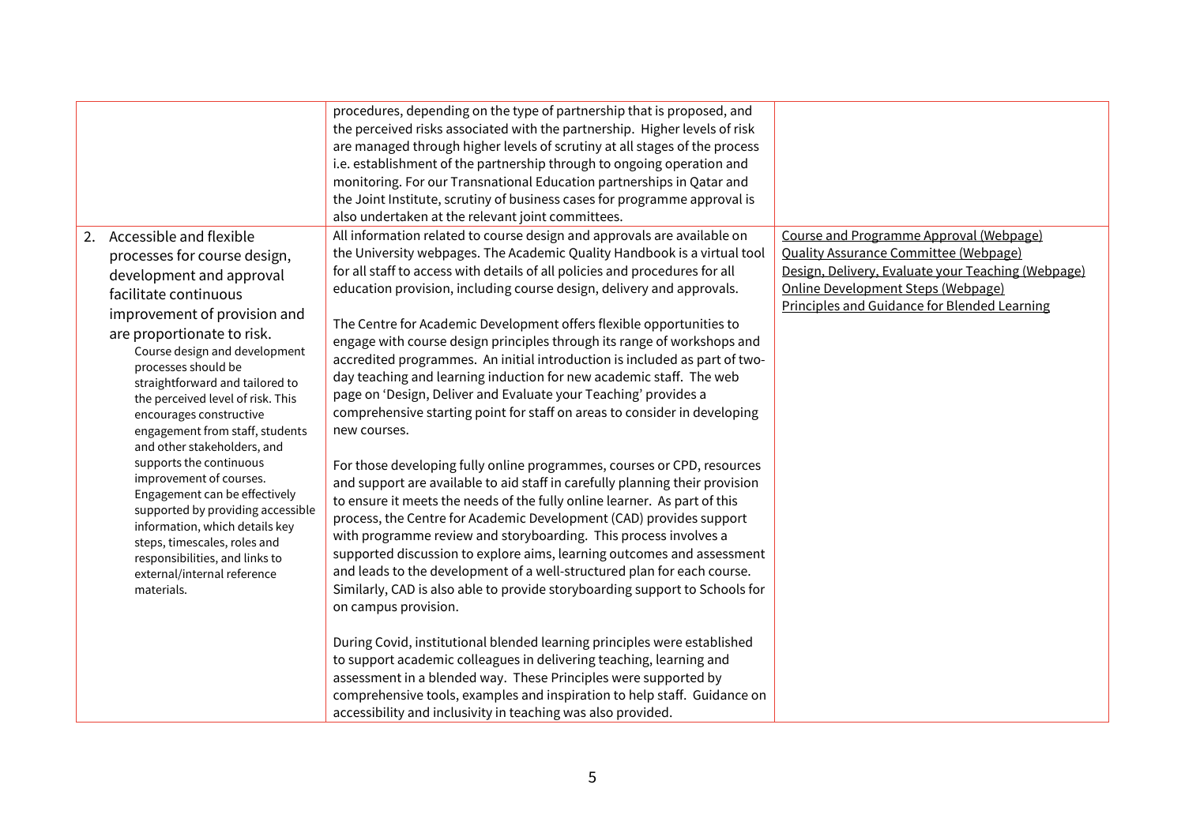| | | |
|---|---|---|
| | procedures, depending on the type of partnership that is proposed, and the perceived risks associated with the partnership. Higher levels of risk are managed through higher levels of scrutiny at all stages of the process i.e. establishment of the partnership through to ongoing operation and monitoring. For our Transnational Education partnerships in Qatar and the Joint Institute, scrutiny of business cases for programme approval is also undertaken at the relevant joint committees. | |
| 2. Accessible and flexible processes for course design, development and approval facilitate continuous improvement of provision and are proportionate to risk.<br>Course design and development processes should be straightforward and tailored to the perceived level of risk. This encourages constructive engagement from staff, students and other stakeholders, and supports the continuous improvement of courses. Engagement can be effectively supported by providing accessible information, which details key steps, timescales, roles and responsibilities, and links to external/internal reference materials. | All information related to course design and approvals are available on the University webpages. The Academic Quality Handbook is a virtual tool for all staff to access with details of all policies and procedures for all education provision, including course design, delivery and approvals.<br><br>The Centre for Academic Development offers flexible opportunities to engage with course design principles through its range of workshops and accredited programmes. An initial introduction is included as part of two-day teaching and learning induction for new academic staff. The web page on 'Design, Deliver and Evaluate your Teaching' provides a comprehensive starting point for staff on areas to consider in developing new courses.<br><br>For those developing fully online programmes, courses or CPD, resources and support are available to aid staff in carefully planning their provision to ensure it meets the needs of the fully online learner. As part of this process, the Centre for Academic Development (CAD) provides support with programme review and storyboarding. This process involves a supported discussion to explore aims, learning outcomes and assessment and leads to the development of a well-structured plan for each course. Similarly, CAD is also able to provide storyboarding support to Schools for on campus provision.<br><br>During Covid, institutional blended learning principles were established to support academic colleagues in delivering teaching, learning and assessment in a blended way. These Principles were supported by comprehensive tools, examples and inspiration to help staff. Guidance on accessibility and inclusivity in teaching was also provided. | Course and Programme Approval (Webpage)<br>Quality Assurance Committee (Webpage)<br>Design, Delivery, Evaluate your Teaching (Webpage)<br>Online Development Steps (Webpage)<br>Principles and Guidance for Blended Learning |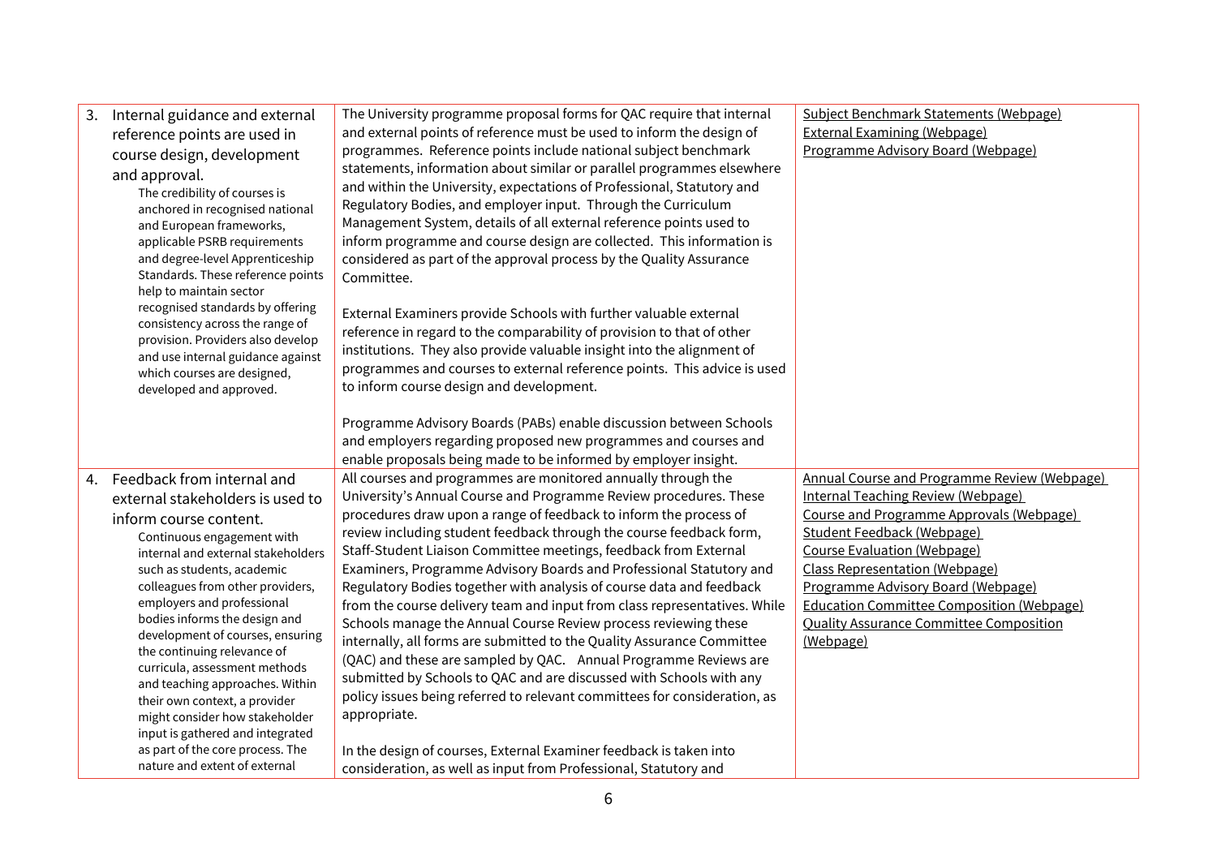| | | |
|---|---|---|
| 3. Internal guidance and external reference points are used in course design, development and approval.<br>The credibility of courses is anchored in recognised national and European frameworks, applicable PSRB requirements and degree-level Apprenticeship Standards. These reference points help to maintain sector recognised standards by offering consistency across the range of provision. Providers also develop and use internal guidance against which courses are designed, developed and approved. | The University programme proposal forms for QAC require that internal and external points of reference must be used to inform the design of programmes. Reference points include national subject benchmark statements, information about similar or parallel programmes elsewhere and within the University, expectations of Professional, Statutory and Regulatory Bodies, and employer input. Through the Curriculum Management System, details of all external reference points used to inform programme and course design are collected. This information is considered as part of the approval process by the Quality Assurance Committee.<br><br>External Examiners provide Schools with further valuable external reference in regard to the comparability of provision to that of other institutions. They also provide valuable insight into the alignment of programmes and courses to external reference points. This advice is used to inform course design and development.<br><br>Programme Advisory Boards (PABs) enable discussion between Schools and employers regarding proposed new programmes and courses and enable proposals being made to be informed by employer insight. | Subject Benchmark Statements (Webpage)<br>External Examining (Webpage)<br>Programme Advisory Board (Webpage) |
| 4. Feedback from internal and external stakeholders is used to inform course content.<br>Continuous engagement with internal and external stakeholders such as students, academic colleagues from other providers, employers and professional bodies informs the design and development of courses, ensuring the continuing relevance of curricula, assessment methods and teaching approaches. Within their own context, a provider might consider how stakeholder input is gathered and integrated as part of the core process. The nature and extent of external | All courses and programmes are monitored annually through the University's Annual Course and Programme Review procedures. These procedures draw upon a range of feedback to inform the process of review including student feedback through the course feedback form, Staff-Student Liaison Committee meetings, feedback from External Examiners, Programme Advisory Boards and Professional Statutory and Regulatory Bodies together with analysis of course data and feedback from the course delivery team and input from class representatives. While Schools manage the Annual Course Review process reviewing these internally, all forms are submitted to the Quality Assurance Committee (QAC) and these are sampled by QAC. Annual Programme Reviews are submitted by Schools to QAC and are discussed with Schools with any policy issues being referred to relevant committees for consideration, as appropriate.<br><br>In the design of courses, External Examiner feedback is taken into consideration, as well as input from Professional, Statutory and | Annual Course and Programme Review (Webpage)<br>Internal Teaching Review (Webpage)<br>Course and Programme Approvals (Webpage)<br>Student Feedback (Webpage)<br>Course Evaluation (Webpage)<br>Class Representation (Webpage)<br>Programme Advisory Board (Webpage)<br>Education Committee Composition (Webpage)<br>Quality Assurance Committee Composition (Webpage) |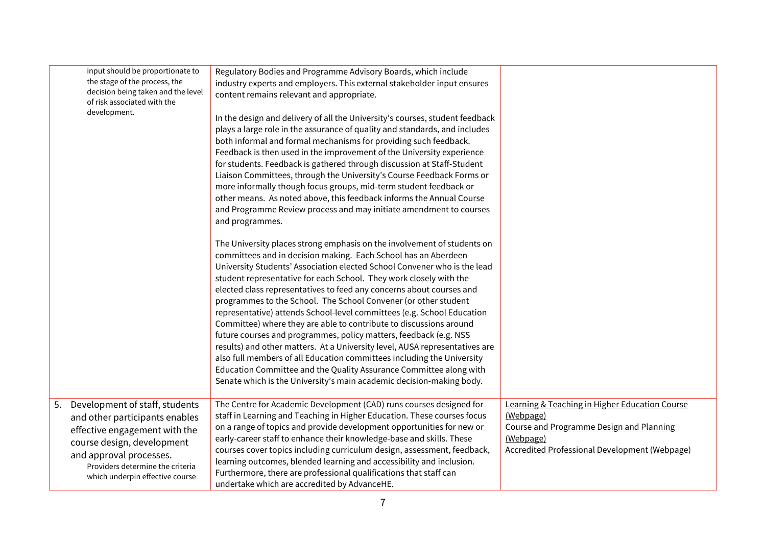| | | |
|---|---|---|
| input should be proportionate to the stage of the process, the decision being taken and the level of risk associated with the development. | Regulatory Bodies and Programme Advisory Boards, which include industry experts and employers. This external stakeholder input ensures content remains relevant and appropriate.<br><br>In the design and delivery of all the University's courses, student feedback plays a large role in the assurance of quality and standards, and includes both informal and formal mechanisms for providing such feedback. Feedback is then used in the improvement of the University experience for students. Feedback is gathered through discussion at Staff-Student Liaison Committees, through the University's Course Feedback Forms or more informally though focus groups, mid-term student feedback or other means. As noted above, this feedback informs the Annual Course and Programme Review process and may initiate amendment to courses and programmes.<br><br>The University places strong emphasis on the involvement of students on committees and in decision making. Each School has an Aberdeen University Students' Association elected School Convener who is the lead student representative for each School. They work closely with the elected class representatives to feed any concerns about courses and programmes to the School. The School Convener (or other student representative) attends School-level committees (e.g. School Education Committee) where they are able to contribute to discussions around future courses and programmes, policy matters, feedback (e.g. NSS results) and other matters. At a University level, AUSA representatives are also full members of all Education committees including the University Education Committee and the Quality Assurance Committee along with Senate which is the University's main academic decision-making body. | |
| 5. Development of staff, students and other participants enables effective engagement with the course design, development and approval processes.<br>Providers determine the criteria which underpin effective course | The Centre for Academic Development (CAD) runs courses designed for staff in Learning and Teaching in Higher Education. These courses focus on a range of topics and provide development opportunities for new or early-career staff to enhance their knowledge-base and skills. These courses cover topics including curriculum design, assessment, feedback, learning outcomes, blended learning and accessibility and inclusion. Furthermore, there are professional qualifications that staff can undertake which are accredited by AdvanceHE. | Learning & Teaching in Higher Education Course (Webpage)<br>Course and Programme Design and Planning (Webpage)<br>Accredited Professional Development (Webpage) |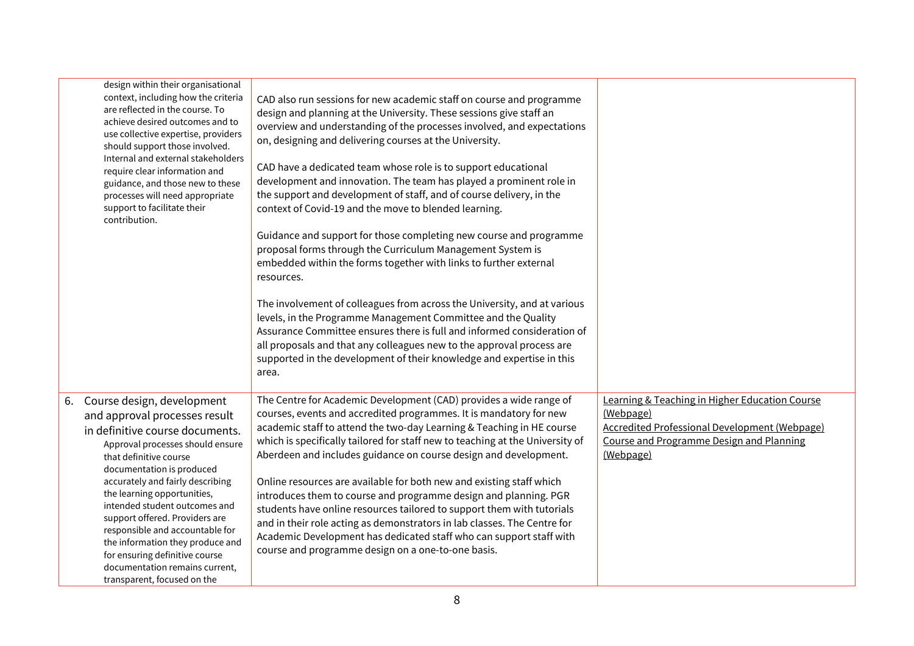| | | |
|---|---|---|
| design within their organisational context, including how the criteria are reflected in the course. To achieve desired outcomes and to use collective expertise, providers should support those involved. Internal and external stakeholders require clear information and guidance, and those new to these processes will need appropriate support to facilitate their contribution. | CAD also run sessions for new academic staff on course and programme design and planning at the University. These sessions give staff an overview and understanding of the processes involved, and expectations on, designing and delivering courses at the University.<br><br>CAD have a dedicated team whose role is to support educational development and innovation. The team has played a prominent role in the support and development of staff, and of course delivery, in the context of Covid-19 and the move to blended learning.<br><br>Guidance and support for those completing new course and programme proposal forms through the Curriculum Management System is embedded within the forms together with links to further external resources.<br><br>The involvement of colleagues from across the University, and at various levels, in the Programme Management Committee and the Quality Assurance Committee ensures there is full and informed consideration of all proposals and that any colleagues new to the approval process are supported in the development of their knowledge and expertise in this area. | |
| 6. Course design, development and approval processes result in definitive course documents.<br>Approval processes should ensure that definitive course documentation is produced accurately and fairly describing the learning opportunities, intended student outcomes and support offered. Providers are responsible and accountable for the information they produce and for ensuring definitive course documentation remains current, transparent, focused on the | The Centre for Academic Development (CAD) provides a wide range of courses, events and accredited programmes. It is mandatory for new academic staff to attend the two-day Learning & Teaching in HE course which is specifically tailored for staff new to teaching at the University of Aberdeen and includes guidance on course design and development.<br><br>Online resources are available for both new and existing staff which introduces them to course and programme design and planning. PGR students have online resources tailored to support them with tutorials and in their role acting as demonstrators in lab classes. The Centre for Academic Development has dedicated staff who can support staff with course and programme design on a one-to-one basis. | Learning & Teaching in Higher Education Course (Webpage)<br>Accredited Professional Development (Webpage)<br>Course and Programme Design and Planning (Webpage) |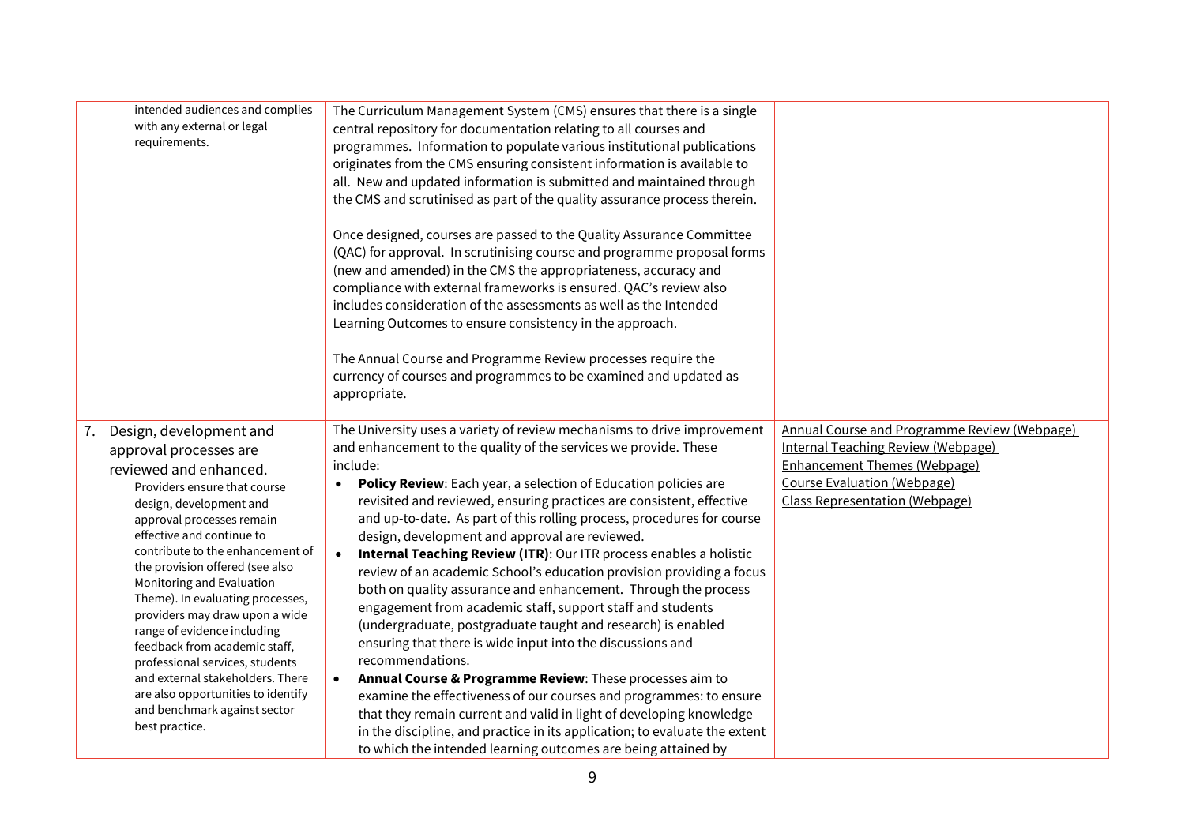| | | |
|---|---|---|
| intended audiences and complies with any external or legal requirements. | The Curriculum Management System (CMS) ensures that there is a single central repository for documentation relating to all courses and programmes. Information to populate various institutional publications originates from the CMS ensuring consistent information is available to all. New and updated information is submitted and maintained through the CMS and scrutinised as part of the quality assurance process therein.<br><br>Once designed, courses are passed to the Quality Assurance Committee (QAC) for approval. In scrutinising course and programme proposal forms (new and amended) in the CMS the appropriateness, accuracy and compliance with external frameworks is ensured. QAC's review also includes consideration of the assessments as well as the Intended Learning Outcomes to ensure consistency in the approach.<br><br>The Annual Course and Programme Review processes require the currency of courses and programmes to be examined and updated as appropriate. | |
| 7. Design, development and approval processes are reviewed and enhanced.<br>Providers ensure that course design, development and approval processes remain effective and continue to contribute to the enhancement of the provision offered (see also Monitoring and Evaluation Theme). In evaluating processes, providers may draw upon a wide range of evidence including feedback from academic staff, professional services, students and external stakeholders. There are also opportunities to identify and benchmark against sector best practice. | The University uses a variety of review mechanisms to drive improvement and enhancement to the quality of the services we provide. These include:<br>• **Policy Review**: Each year, a selection of Education policies are revisited and reviewed, ensuring practices are consistent, effective and up-to-date. As part of this rolling process, procedures for course design, development and approval are reviewed.<br>• **Internal Teaching Review (ITR)**: Our ITR process enables a holistic review of an academic School's education provision providing a focus both on quality assurance and enhancement. Through the process engagement from academic staff, support staff and students (undergraduate, postgraduate taught and research) is enabled ensuring that there is wide input into the discussions and recommendations.<br>• **Annual Course & Programme Review**: These processes aim to examine the effectiveness of our courses and programmes: to ensure that they remain current and valid in light of developing knowledge in the discipline, and practice in its application; to evaluate the extent to which the intended learning outcomes are being attained by | Annual Course and Programme Review (Webpage)<br>Internal Teaching Review (Webpage)<br>Enhancement Themes (Webpage)<br>Course Evaluation (Webpage)<br>Class Representation (Webpage) |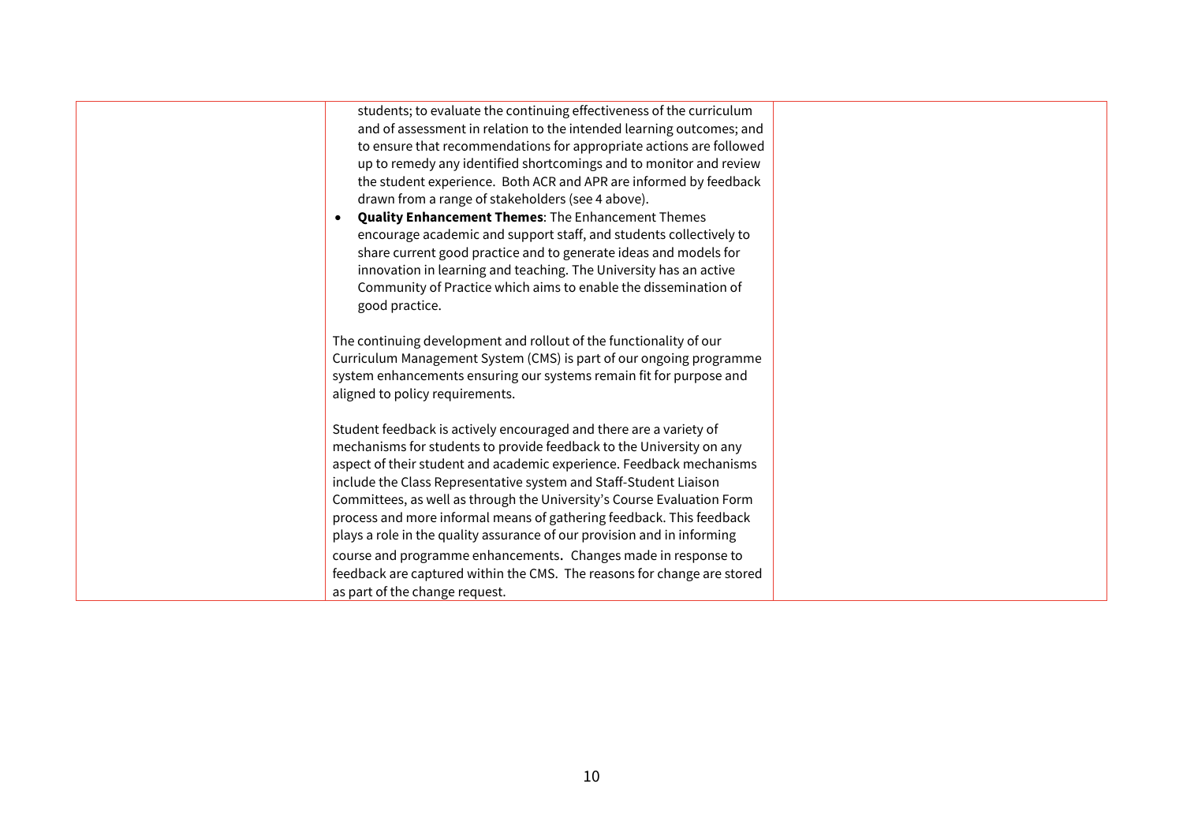| | | |
|---|---|---|
| | students; to evaluate the continuing effectiveness of the curriculum and of assessment in relation to the intended learning outcomes; and to ensure that recommendations for appropriate actions are followed up to remedy any identified shortcomings and to monitor and review the student experience. Both ACR and APR are informed by feedback drawn from a range of stakeholders (see 4 above).<br>• **Quality Enhancement Themes**: The Enhancement Themes encourage academic and support staff, and students collectively to share current good practice and to generate ideas and models for innovation in learning and teaching. The University has an active Community of Practice which aims to enable the dissemination of good practice.<br><br>The continuing development and rollout of the functionality of our Curriculum Management System (CMS) is part of our ongoing programme system enhancements ensuring our systems remain fit for purpose and aligned to policy requirements.<br><br>Student feedback is actively encouraged and there are a variety of mechanisms for students to provide feedback to the University on any aspect of their student and academic experience. Feedback mechanisms include the Class Representative system and Staff-Student Liaison Committees, as well as through the University's Course Evaluation Form process and more informal means of gathering feedback. This feedback plays a role in the quality assurance of our provision and in informing course and programme enhancements. Changes made in response to feedback are captured within the CMS. The reasons for change are stored as part of the change request. | |